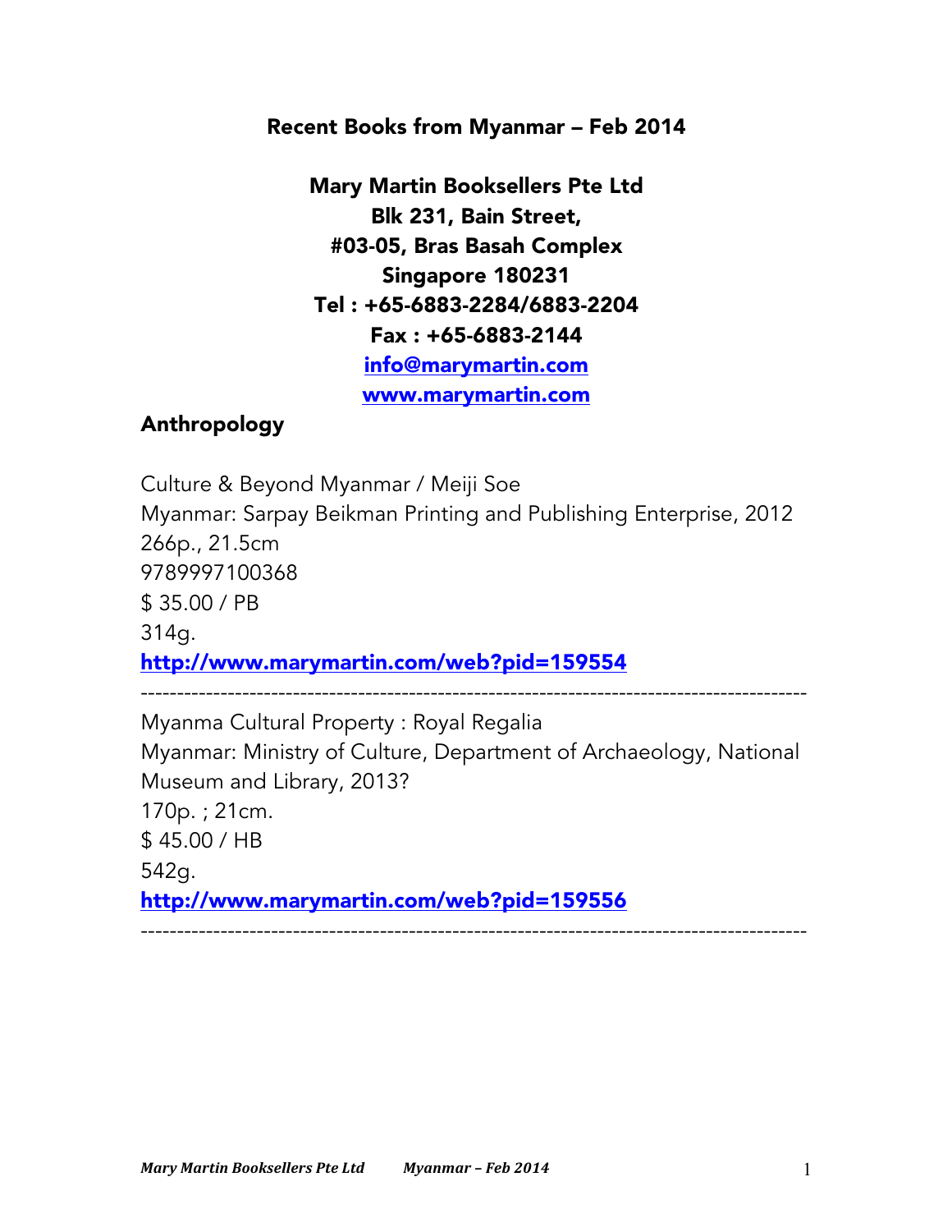# Recent Books from Myanmar – Feb 2014

**Mary Martin Booksellers Pte Ltd**
**Blk 231, Bain Street,**
**#03-05, Bras Basah Complex**
**Singapore 180231**
**Tel : +65-6883-2284/6883-2204**
**Fax : +65-6883-2144**
**info@marymartin.com**
**www.marymartin.com**

## Anthropology

Culture & Beyond Myanmar / Meiji Soe
Myanmar: Sarpay Beikman Printing and Publishing Enterprise, 2012
266p., 21.5cm
9789997100368
$ 35.00 / PB
314g.
**http://www.marymartin.com/web?pid=159554**

------------------------------------------------------------------------------------------

Myanma Cultural Property : Royal Regalia
Myanmar: Ministry of Culture, Department of Archaeology, National Museum and Library, 2013?
170p. ; 21cm.
$ 45.00 / HB
542g.
**http://www.marymartin.com/web?pid=159556**

------------------------------------------------------------------------------------------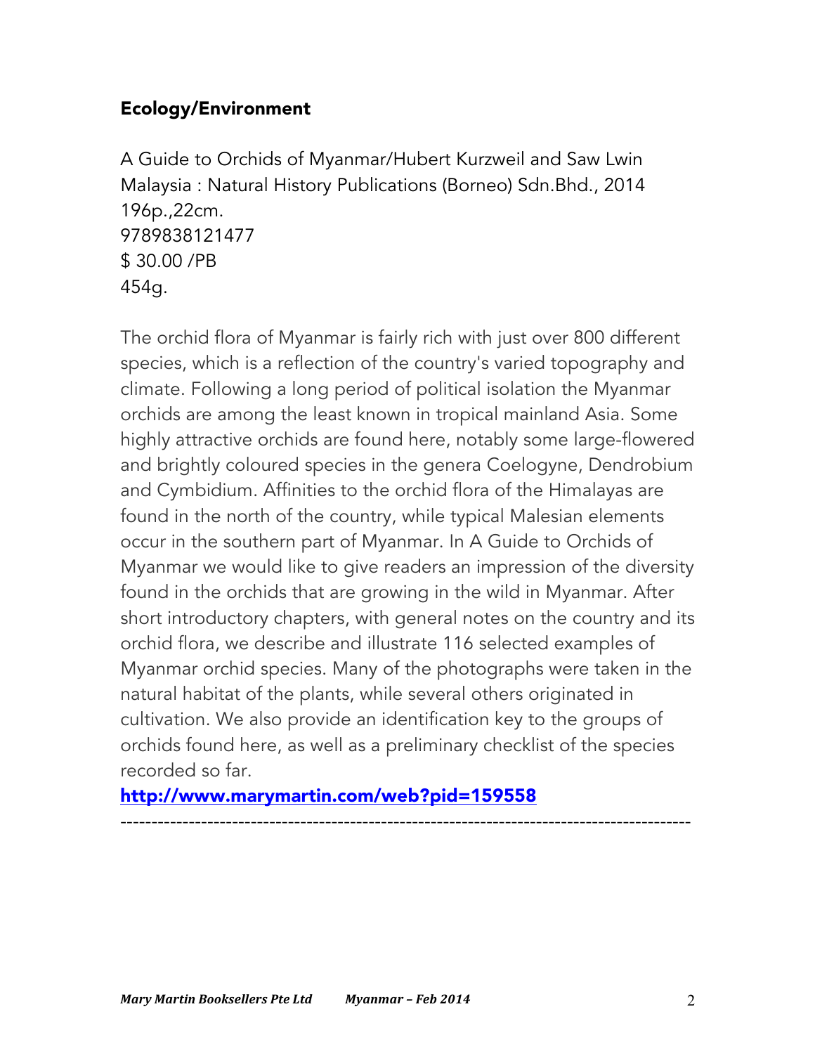## Ecology/Environment

A Guide to Orchids of Myanmar/Hubert Kurzweil and Saw Lwin
Malaysia : Natural History Publications (Borneo) Sdn.Bhd., 2014
196p.,22cm.
9789838121477
$ 30.00 /PB
454g.

The orchid flora of Myanmar is fairly rich with just over 800 different species, which is a reflection of the country's varied topography and climate. Following a long period of political isolation the Myanmar orchids are among the least known in tropical mainland Asia. Some highly attractive orchids are found here, notably some large-flowered and brightly coloured species in the genera Coelogyne, Dendrobium and Cymbidium. Affinities to the orchid flora of the Himalayas are found in the north of the country, while typical Malesian elements occur in the southern part of Myanmar. In A Guide to Orchids of Myanmar we would like to give readers an impression of the diversity found in the orchids that are growing in the wild in Myanmar. After short introductory chapters, with general notes on the country and its orchid flora, we describe and illustrate 116 selected examples of Myanmar orchid species. Many of the photographs were taken in the natural habitat of the plants, while several others originated in cultivation. We also provide an identification key to the groups of orchids found here, as well as a preliminary checklist of the species recorded so far.

**http://www.marymartin.com/web?pid=159558**

---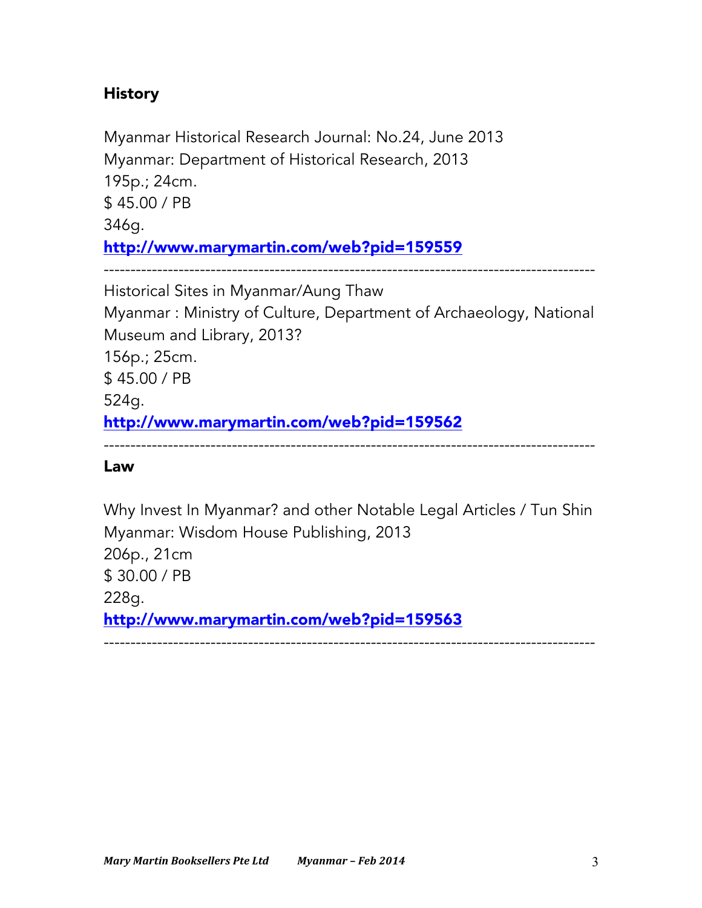## History

Myanmar Historical Research Journal: No.24, June 2013
Myanmar: Department of Historical Research, 2013
195p.; 24cm.
$ 45.00 / PB
346g.
**http://www.marymartin.com/web?pid=159559**

---

Historical Sites in Myanmar/Aung Thaw
Myanmar : Ministry of Culture, Department of Archaeology, National Museum and Library, 2013?
156p.; 25cm.
$ 45.00 / PB
524g.
**http://www.marymartin.com/web?pid=159562**

---

## Law

Why Invest In Myanmar? and other Notable Legal Articles / Tun Shin
Myanmar: Wisdom House Publishing, 2013
206p., 21cm
$ 30.00 / PB
228g.
**http://www.marymartin.com/web?pid=159563**

---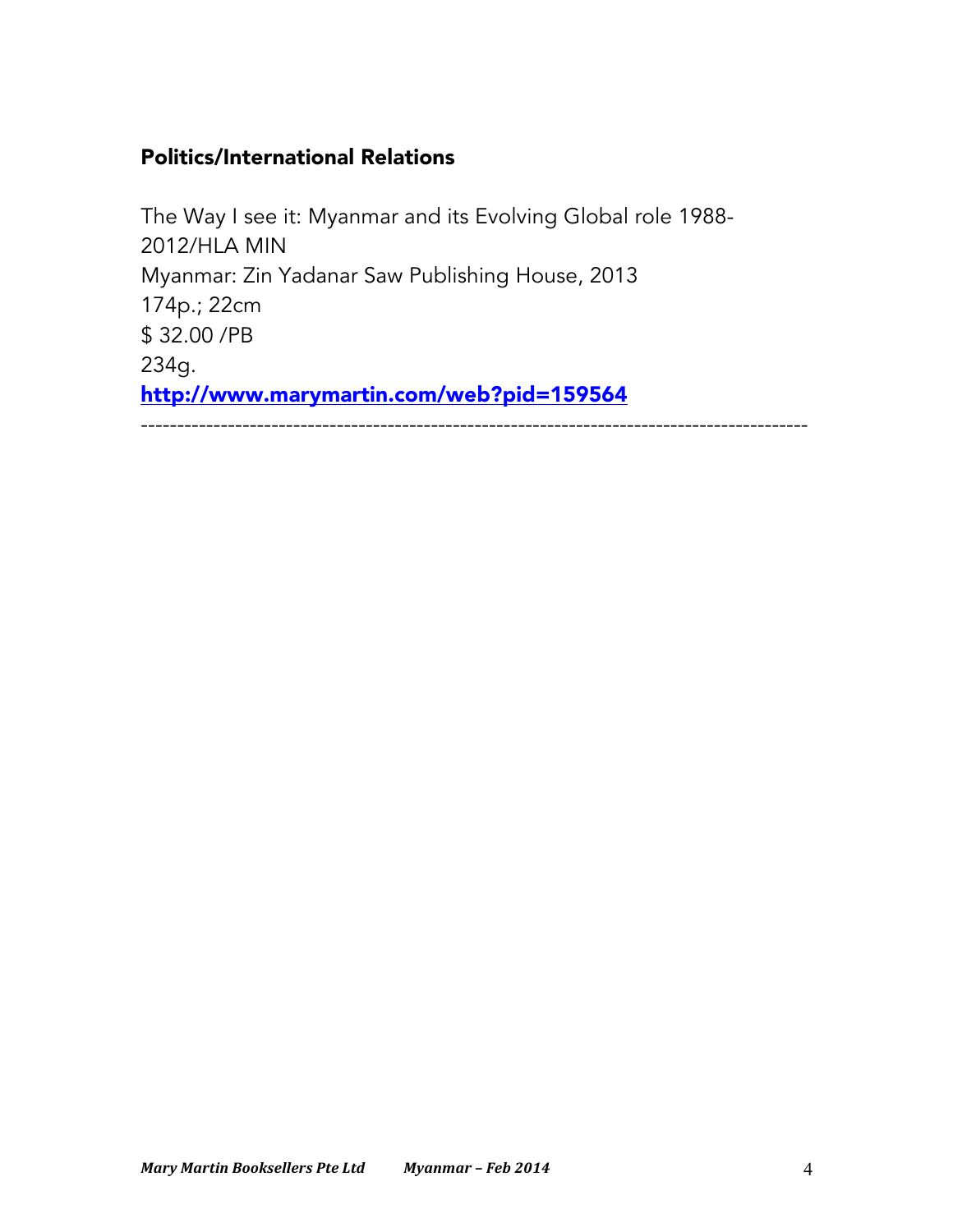### Politics/International Relations

The Way I see it: Myanmar and its Evolving Global role 1988-2012/HLA MIN
Myanmar: Zin Yadanar Saw Publishing House, 2013
174p.; 22cm
$ 32.00 /PB
234g.
**http://www.marymartin.com/web?pid=159564**

-------------------------------------------------------------------------------------------